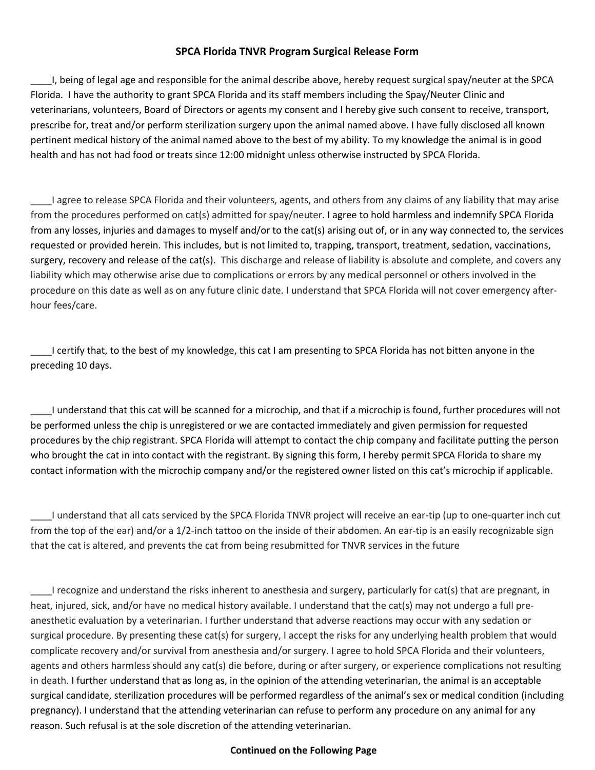**SPCA Florida TNVR Program Surgical Release Form**

____I, being of legal age and responsible for the animal describe above, hereby request surgical spay/neuter at the SPCA Florida. I have the authority to grant SPCA Florida and its staff members including the Spay/Neuter Clinic and veterinarians, volunteers, Board of Directors or agents my consent and I hereby give such consent to receive, transport, prescribe for, treat and/or perform sterilization surgery upon the animal named above. I have fully disclosed all known pertinent medical history of the animal named above to the best of my ability. To my knowledge the animal is in good health and has not had food or treats since 12:00 midnight unless otherwise instructed by SPCA Florida.

____I agree to release SPCA Florida and their volunteers, agents, and others from any claims of any liability that may arise from the procedures performed on cat(s) admitted for spay/neuter. I agree to hold harmless and indemnify SPCA Florida from any losses, injuries and damages to myself and/or to the cat(s) arising out of, or in any way connected to, the services requested or provided herein. This includes, but is not limited to, trapping, transport, treatment, sedation, vaccinations, surgery, recovery and release of the cat(s). This discharge and release of liability is absolute and complete, and covers any liability which may otherwise arise due to complications or errors by any medical personnel or others involved in the procedure on this date as well as on any future clinic date. I understand that SPCA Florida will not cover emergency after-hour fees/care.

____I certify that, to the best of my knowledge, this cat I am presenting to SPCA Florida has not bitten anyone in the preceding 10 days.

____I understand that this cat will be scanned for a microchip, and that if a microchip is found, further procedures will not be performed unless the chip is unregistered or we are contacted immediately and given permission for requested procedures by the chip registrant. SPCA Florida will attempt to contact the chip company and facilitate putting the person who brought the cat in into contact with the registrant. By signing this form, I hereby permit SPCA Florida to share my contact information with the microchip company and/or the registered owner listed on this cat's microchip if applicable.

____I understand that all cats serviced by the SPCA Florida TNVR project will receive an ear-tip (up to one-quarter inch cut from the top of the ear) and/or a 1/2-inch tattoo on the inside of their abdomen. An ear-tip is an easily recognizable sign that the cat is altered, and prevents the cat from being resubmitted for TNVR services in the future

____I recognize and understand the risks inherent to anesthesia and surgery, particularly for cat(s) that are pregnant, in heat, injured, sick, and/or have no medical history available. I understand that the cat(s) may not undergo a full pre-anesthetic evaluation by a veterinarian. I further understand that adverse reactions may occur with any sedation or surgical procedure. By presenting these cat(s) for surgery, I accept the risks for any underlying health problem that would complicate recovery and/or survival from anesthesia and/or surgery. I agree to hold SPCA Florida and their volunteers, agents and others harmless should any cat(s) die before, during or after surgery, or experience complications not resulting in death. I further understand that as long as, in the opinion of the attending veterinarian, the animal is an acceptable surgical candidate, sterilization procedures will be performed regardless of the animal's sex or medical condition (including pregnancy). I understand that the attending veterinarian can refuse to perform any procedure on any animal for any reason. Such refusal is at the sole discretion of the attending veterinarian.

**Continued on the Following Page**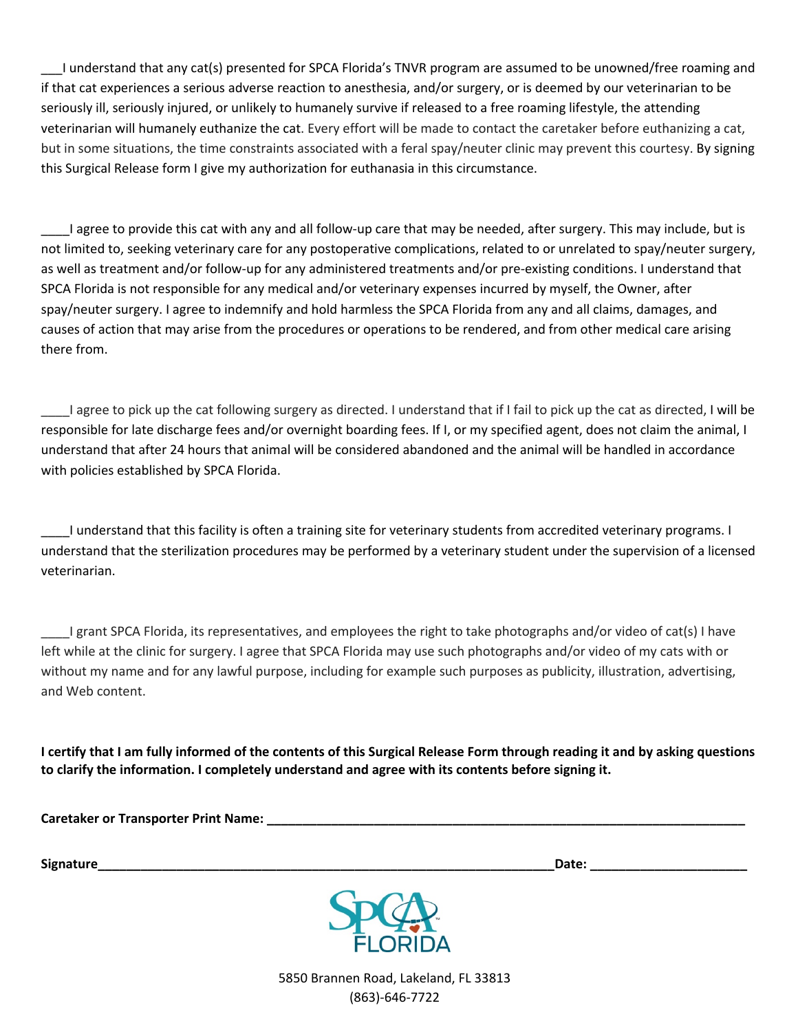___I understand that any cat(s) presented for SPCA Florida's TNVR program are assumed to be unowned/free roaming and if that cat experiences a serious adverse reaction to anesthesia, and/or surgery, or is deemed by our veterinarian to be seriously ill, seriously injured, or unlikely to humanely survive if released to a free roaming lifestyle, the attending veterinarian will humanely euthanize the cat. Every effort will be made to contact the caretaker before euthanizing a cat, but in some situations, the time constraints associated with a feral spay/neuter clinic may prevent this courtesy. By signing this Surgical Release form I give my authorization for euthanasia in this circumstance.

____I agree to provide this cat with any and all follow-up care that may be needed, after surgery. This may include, but is not limited to, seeking veterinary care for any postoperative complications, related to or unrelated to spay/neuter surgery, as well as treatment and/or follow-up for any administered treatments and/or pre-existing conditions. I understand that SPCA Florida is not responsible for any medical and/or veterinary expenses incurred by myself, the Owner, after spay/neuter surgery. I agree to indemnify and hold harmless the SPCA Florida from any and all claims, damages, and causes of action that may arise from the procedures or operations to be rendered, and from other medical care arising there from.

____I agree to pick up the cat following surgery as directed. I understand that if I fail to pick up the cat as directed, I will be responsible for late discharge fees and/or overnight boarding fees. If I, or my specified agent, does not claim the animal, I understand that after 24 hours that animal will be considered abandoned and the animal will be handled in accordance with policies established by SPCA Florida.

____I understand that this facility is often a training site for veterinary students from accredited veterinary programs. I understand that the sterilization procedures may be performed by a veterinary student under the supervision of a licensed veterinarian.

____I grant SPCA Florida, its representatives, and employees the right to take photographs and/or video of cat(s) I have left while at the clinic for surgery. I agree that SPCA Florida may use such photographs and/or video of my cats with or without my name and for any lawful purpose, including for example such purposes as publicity, illustration, advertising, and Web content.

**I certify that I am fully informed of the contents of this Surgical Release Form through reading it and by asking questions to clarify the information. I completely understand and agree with its contents before signing it.**

**Caretaker or Transporter Print Name: ______________________________________________________________________**

**Signature____________________________________________________________Date: ____________________**

SPCA FLORIDA

5850 Brannen Road, Lakeland, FL 33813
(863)-646-7722